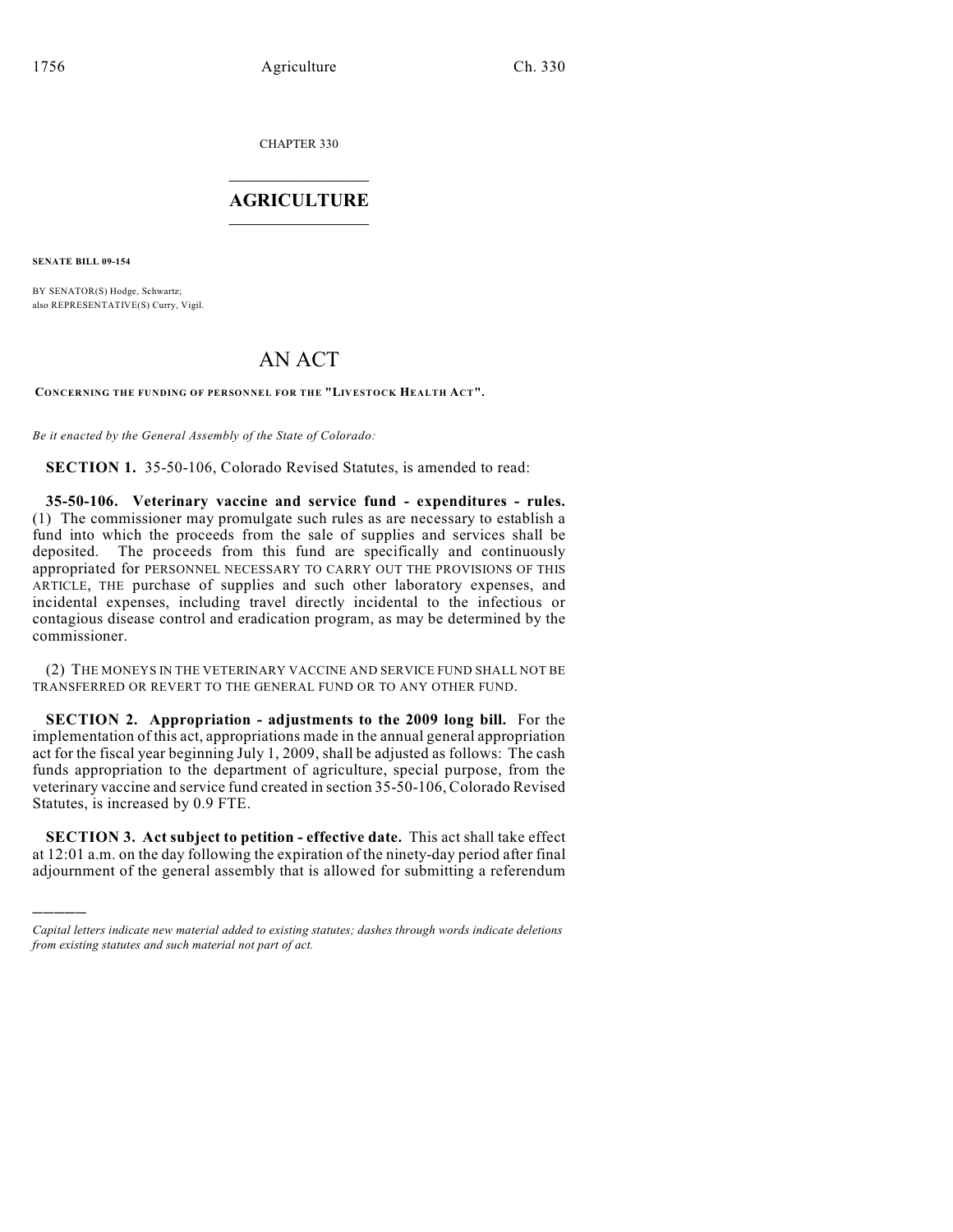CHAPTER 330

# AGRICULTURE

**SENATE BILL 09-154**

BY SENATOR(S) Hodge, Schwartz;
also REPRESENTATIVE(S) Curry, Vigil.

# AN ACT

**CONCERNING THE FUNDING OF PERSONNEL FOR THE "LIVESTOCK HEALTH ACT".**

*Be it enacted by the General Assembly of the State of Colorado:*

**SECTION 1.** 35-50-106, Colorado Revised Statutes, is amended to read:

**35-50-106. Veterinary vaccine and service fund - expenditures - rules.** (1) The commissioner may promulgate such rules as are necessary to establish a fund into which the proceeds from the sale of supplies and services shall be deposited. The proceeds from this fund are specifically and continuously appropriated for PERSONNEL NECESSARY TO CARRY OUT THE PROVISIONS OF THIS ARTICLE, THE purchase of supplies and such other laboratory expenses, and incidental expenses, including travel directly incidental to the infectious or contagious disease control and eradication program, as may be determined by the commissioner.

(2) THE MONEYS IN THE VETERINARY VACCINE AND SERVICE FUND SHALL NOT BE TRANSFERRED OR REVERT TO THE GENERAL FUND OR TO ANY OTHER FUND.

**SECTION 2. Appropriation - adjustments to the 2009 long bill.** For the implementation of this act, appropriations made in the annual general appropriation act for the fiscal year beginning July 1, 2009, shall be adjusted as follows: The cash funds appropriation to the department of agriculture, special purpose, from the veterinary vaccine and service fund created in section 35-50-106, Colorado Revised Statutes, is increased by 0.9 FTE.

**SECTION 3. Act subject to petition - effective date.** This act shall take effect at 12:01 a.m. on the day following the expiration of the ninety-day period after final adjournment of the general assembly that is allowed for submitting a referendum

---

*Capital letters indicate new material added to existing statutes; dashes through words indicate deletions from existing statutes and such material not part of act.*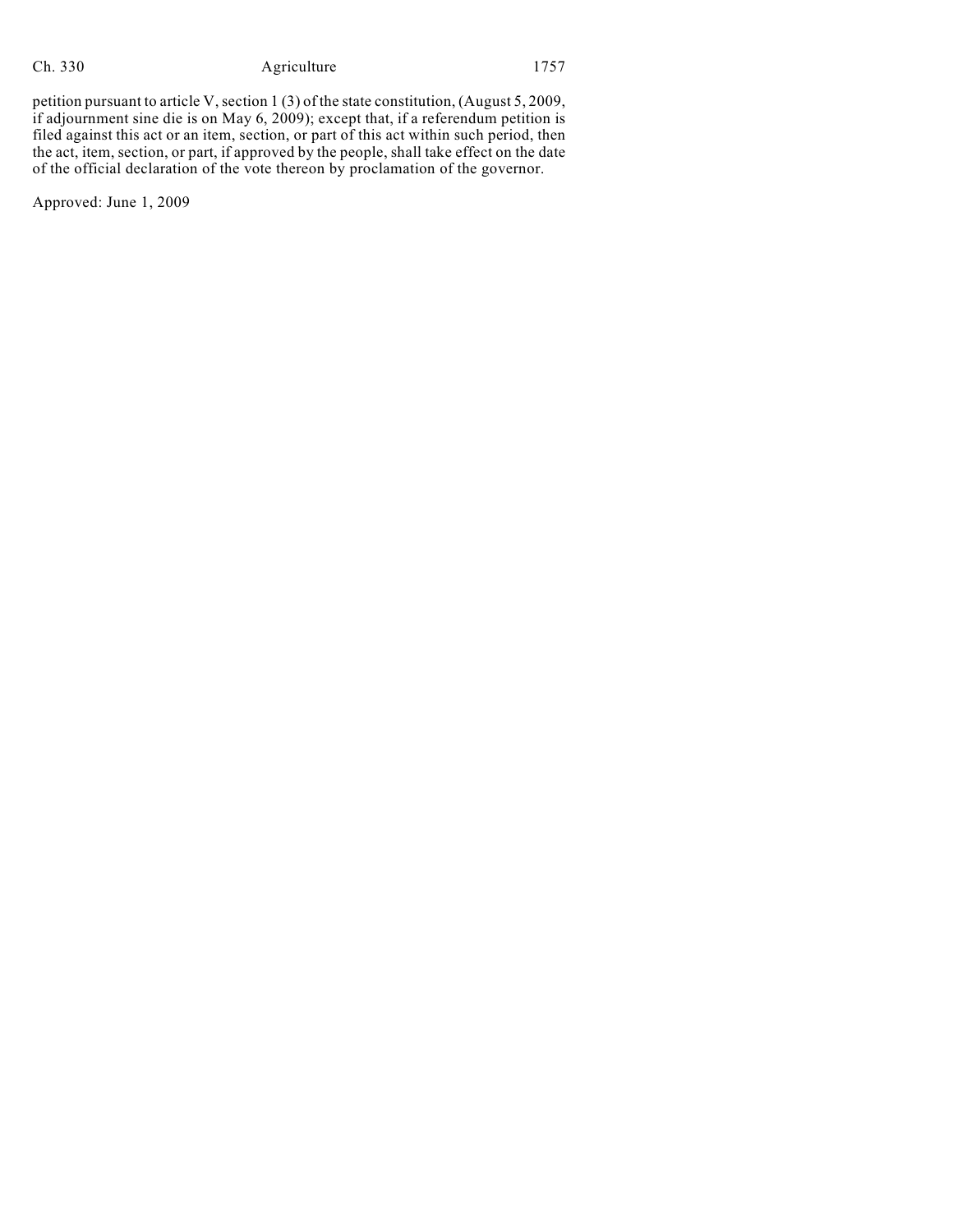petition pursuant to article V, section 1 (3) of the state constitution, (August 5, 2009, if adjournment sine die is on May 6, 2009); except that, if a referendum petition is filed against this act or an item, section, or part of this act within such period, then the act, item, section, or part, if approved by the people, shall take effect on the date of the official declaration of the vote thereon by proclamation of the governor.

Approved: June 1, 2009